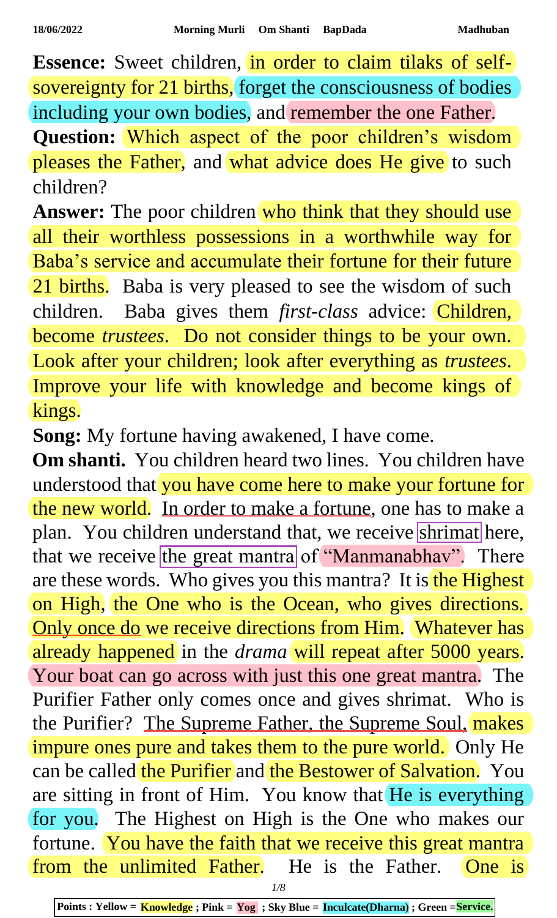**Essence:** Sweet children, in order to claim tilaks of self-sovereignty for 21 births, forget the consciousness of bodies including your own bodies, and remember the one Father.

**Question:** Which aspect of the poor children's wisdom pleases the Father, and what advice does He give to such children?

**Answer:** The poor children who think that they should use all their worthless possessions in a worthwhile way for Baba's service and accumulate their fortune for their future 21 births. Baba is very pleased to see the wisdom of such children. Baba gives them *first-class* advice: Children, become *trustees*. Do not consider things to be your own. Look after your children; look after everything as *trustees*. Improve your life with knowledge and become kings of kings.

**Song:** My fortune having awakened, I have come.

**Om shanti.** You children heard two lines. You children have understood that you have come here to make your fortune for the new world. In order to make a fortune, one has to make a plan. You children understand that, we receive shrimat here, that we receive the great mantra of "Manmanabhav". There are these words. Who gives you this mantra? It is the Highest on High, the One who is the Ocean, who gives directions. Only once do we receive directions from Him. Whatever has already happened in the *drama* will repeat after 5000 years. Your boat can go across with just this one great mantra. The Purifier Father only comes once and gives shrimat. Who is the Purifier? The Supreme Father, the Supreme Soul, makes impure ones pure and takes them to the pure world. Only He can be called the Purifier and the Bestower of Salvation. You are sitting in front of Him. You know that He is everything for you. The Highest on High is the One who makes our fortune. You have the faith that we receive this great mantra from the unlimited Father. He is the Father. One is

Points : Yellow = Knowledge ; Pink = Yog ; Sky Blue = Inculcate(Dharna) ; Green = Service.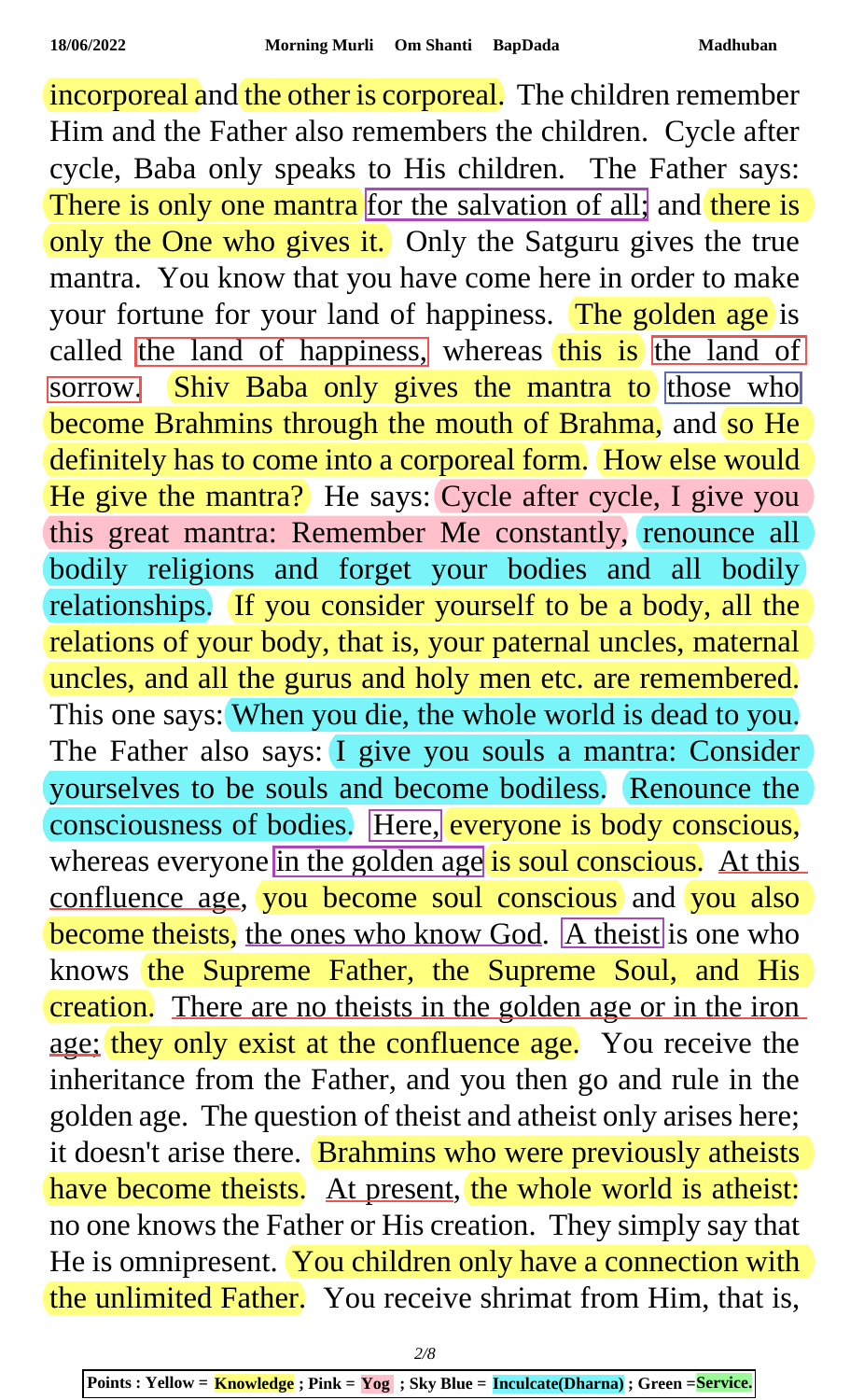incorporeal and the other is corporeal. The children remember Him and the Father also remembers the children. Cycle after cycle, Baba only speaks to His children. The Father says: There is only one mantra for the salvation of all; and there is only the One who gives it. Only the Satguru gives the true mantra. You know that you have come here in order to make your fortune for your land of happiness. The golden age is called the land of happiness, whereas this is the land of sorrow. Shiv Baba only gives the mantra to those who become Brahmins through the mouth of Brahma, and so He definitely has to come into a corporeal form. How else would He give the mantra? He says: Cycle after cycle, I give you this great mantra: Remember Me constantly, renounce all bodily religions and forget your bodies and all bodily relationships. If you consider yourself to be a body, all the relations of your body, that is, your paternal uncles, maternal uncles, and all the gurus and holy men etc. are remembered. This one says: When you die, the whole world is dead to you. The Father also says: I give you souls a mantra: Consider yourselves to be souls and become bodiless. Renounce the consciousness of bodies. Here, everyone is body conscious, whereas everyone in the golden age is soul conscious. At this confluence age, you become soul conscious and you also become theists, the ones who know God. A theist is one who knows the Supreme Father, the Supreme Soul, and His creation. There are no theists in the golden age or in the iron age; they only exist at the confluence age. You receive the inheritance from the Father, and you then go and rule in the golden age. The question of theist and atheist only arises here; it doesn't arise there. Brahmins who were previously atheists have become theists. At present, the whole world is atheist: no one knows the Father or His creation. They simply say that He is omnipresent. You children only have a connection with the unlimited Father. You receive shrimat from Him, that is,

**Points : Yellow = Knowledge ; Pink = Yog ; Sky Blue = Inculcate(Dharna) ; Green = Service.**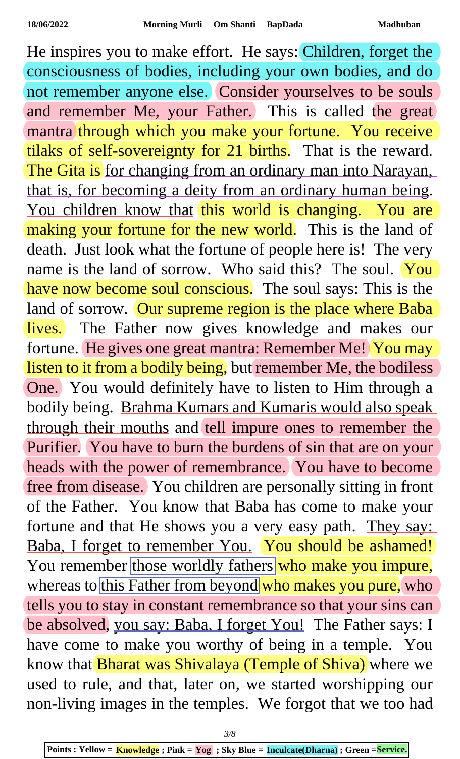He inspires you to make effort. He says: Children, forget the consciousness of bodies, including your own bodies, and do not remember anyone else. Consider yourselves to be souls and remember Me, your Father. This is called the great mantra through which you make your fortune. You receive tilaks of self-sovereignty for 21 births. That is the reward. The Gita is for changing from an ordinary man into Narayan, that is, for becoming a deity from an ordinary human being. You children know that this world is changing. You are making your fortune for the new world. This is the land of death. Just look what the fortune of people here is! The very name is the land of sorrow. Who said this? The soul. You have now become soul conscious. The soul says: This is the land of sorrow. Our supreme region is the place where Baba lives. The Father now gives knowledge and makes our fortune. He gives one great mantra: Remember Me! You may listen to it from a bodily being, but remember Me, the bodiless One. You would definitely have to listen to Him through a bodily being. Brahma Kumars and Kumaris would also speak through their mouths and tell impure ones to remember the Purifier. You have to burn the burdens of sin that are on your heads with the power of remembrance. You have to become free from disease. You children are personally sitting in front of the Father. You know that Baba has come to make your fortune and that He shows you a very easy path. They say: Baba, I forget to remember You. You should be ashamed! You remember those worldly fathers who make you impure, whereas to this Father from beyond who makes you pure, who tells you to stay in constant remembrance so that your sins can be absolved, you say: Baba, I forget You! The Father says: I have come to make you worthy of being in a temple. You know that Bharat was Shivalaya (Temple of Shiva) where we used to rule, and that, later on, we started worshipping our non-living images in the temples. We forgot that we too had

Points : Yellow = Knowledge ; Pink = Yog ; Sky Blue = Inculcate(Dharna) ; Green = Service.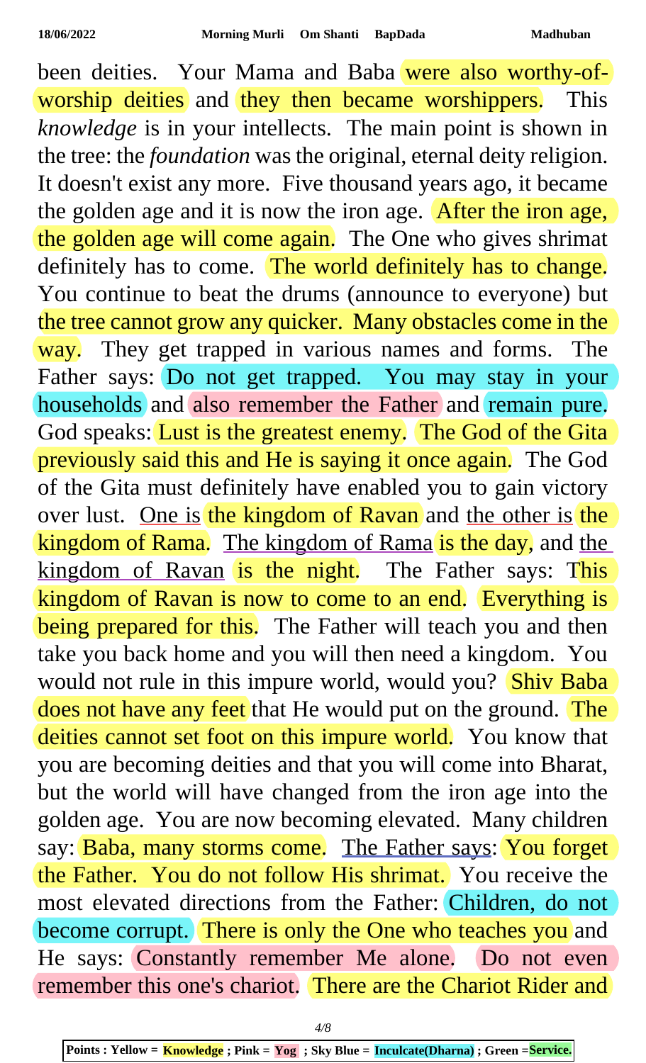been deities. Your Mama and Baba were also worthy-of-worship deities and they then became worshippers. This *knowledge* is in your intellects. The main point is shown in the tree: the *foundation* was the original, eternal deity religion. It doesn't exist any more. Five thousand years ago, it became the golden age and it is now the iron age. After the iron age, the golden age will come again. The One who gives shrimat definitely has to come. The world definitely has to change. You continue to beat the drums (announce to everyone) but the tree cannot grow any quicker. Many obstacles come in the way. They get trapped in various names and forms. The Father says: Do not get trapped. You may stay in your households and also remember the Father and remain pure. God speaks: Lust is the greatest enemy. The God of the Gita previously said this and He is saying it once again. The God of the Gita must definitely have enabled you to gain victory over lust. One is the kingdom of Ravan and the other is the kingdom of Rama. The kingdom of Rama is the day, and the kingdom of Ravan is the night. The Father says: This kingdom of Ravan is now to come to an end. Everything is being prepared for this. The Father will teach you and then take you back home and you will then need a kingdom. You would not rule in this impure world, would you? Shiv Baba does not have any feet that He would put on the ground. The deities cannot set foot on this impure world. You know that you are becoming deities and that you will come into Bharat, but the world will have changed from the iron age into the golden age. You are now becoming elevated. Many children say: Baba, many storms come. The Father says: You forget the Father. You do not follow His shrimat. You receive the most elevated directions from the Father: Children, do not become corrupt. There is only the One who teaches you and He says: Constantly remember Me alone. Do not even remember this one's chariot. There are the Chariot Rider and

Points : Yellow = Knowledge ; Pink = Yog ; Sky Blue = Inculcate(Dharna) ; Green =Service.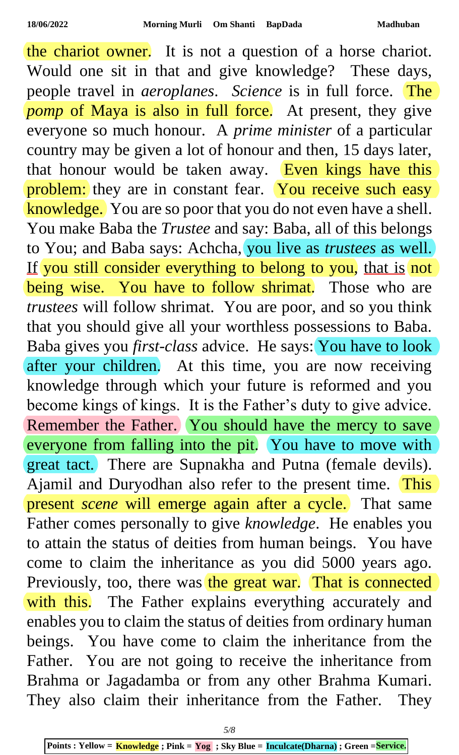the chariot owner. It is not a question of a horse chariot. Would one sit in that and give knowledge? These days, people travel in *aeroplanes*. *Science* is in full force. The *pomp* of Maya is also in full force. At present, they give everyone so much honour. A *prime minister* of a particular country may be given a lot of honour and then, 15 days later, that honour would be taken away. Even kings have this problem: they are in constant fear. You receive such easy knowledge. You are so poor that you do not even have a shell. You make Baba the *Trustee* and say: Baba, all of this belongs to You; and Baba says: Achcha, you live as *trustees* as well. If you still consider everything to belong to you, that is not being wise. You have to follow shrimat. Those who are *trustees* will follow shrimat. You are poor, and so you think that you should give all your worthless possessions to Baba. Baba gives you *first-class* advice. He says: You have to look after your children. At this time, you are now receiving knowledge through which your future is reformed and you become kings of kings. It is the Father's duty to give advice. Remember the Father. You should have the mercy to save everyone from falling into the pit. You have to move with great tact. There are Supnakha and Putna (female devils). Ajamil and Duryodhan also refer to the present time. This present *scene* will emerge again after a cycle. That same Father comes personally to give *knowledge*. He enables you to attain the status of deities from human beings. You have come to claim the inheritance as you did 5000 years ago. Previously, too, there was the great war. That is connected with this. The Father explains everything accurately and enables you to claim the status of deities from ordinary human beings. You have come to claim the inheritance from the Father. You are not going to receive the inheritance from Brahma or Jagadamba or from any other Brahma Kumari. They also claim their inheritance from the Father. They

**Points : Yellow = Knowledge ; Pink = Yog ; Sky Blue = Inculcate(Dharna) ; Green = Service.**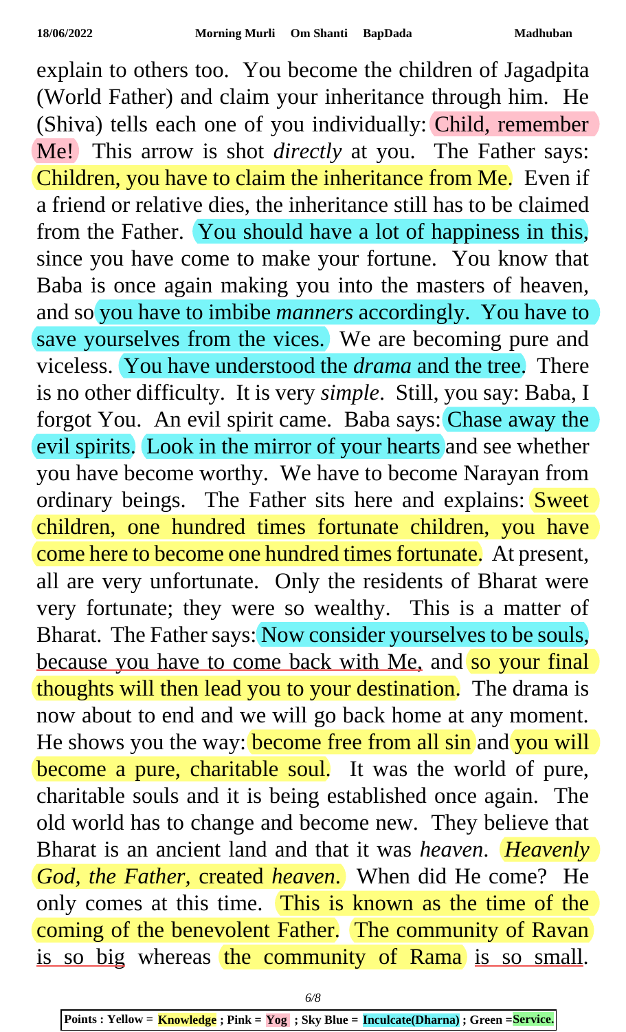explain to others too. You become the children of Jagadpita (World Father) and claim your inheritance through him. He (Shiva) tells each one of you individually: Child, remember Me! This arrow is shot *directly* at you. The Father says: Children, you have to claim the inheritance from Me. Even if a friend or relative dies, the inheritance still has to be claimed from the Father. You should have a lot of happiness in this, since you have come to make your fortune. You know that Baba is once again making you into the masters of heaven, and so you have to imbibe *manners* accordingly. You have to save yourselves from the vices. We are becoming pure and viceless. You have understood the *drama* and the tree. There is no other difficulty. It is very *simple*. Still, you say: Baba, I forgot You. An evil spirit came. Baba says: Chase away the evil spirits. Look in the mirror of your hearts and see whether you have become worthy. We have to become Narayan from ordinary beings. The Father sits here and explains: Sweet children, one hundred times fortunate children, you have come here to become one hundred times fortunate. At present, all are very unfortunate. Only the residents of Bharat were very fortunate; they were so wealthy. This is a matter of Bharat. The Father says: Now consider yourselves to be souls, because you have to come back with Me, and so your final thoughts will then lead you to your destination. The drama is now about to end and we will go back home at any moment. He shows you the way: become free from all sin and you will become a pure, charitable soul. It was the world of pure, charitable souls and it is being established once again. The old world has to change and become new. They believe that Bharat is an ancient land and that it was *heaven*. *Heavenly God, the Father,* created *heaven*. When did He come? He only comes at this time. This is known as the time of the coming of the benevolent Father. The community of Ravan is so big whereas the community of Rama is so small.

Points : Yellow = **Knowledge** ; Pink = **Yog** ; Sky Blue = **Inculcate(Dharna)** ; Green = **Service.**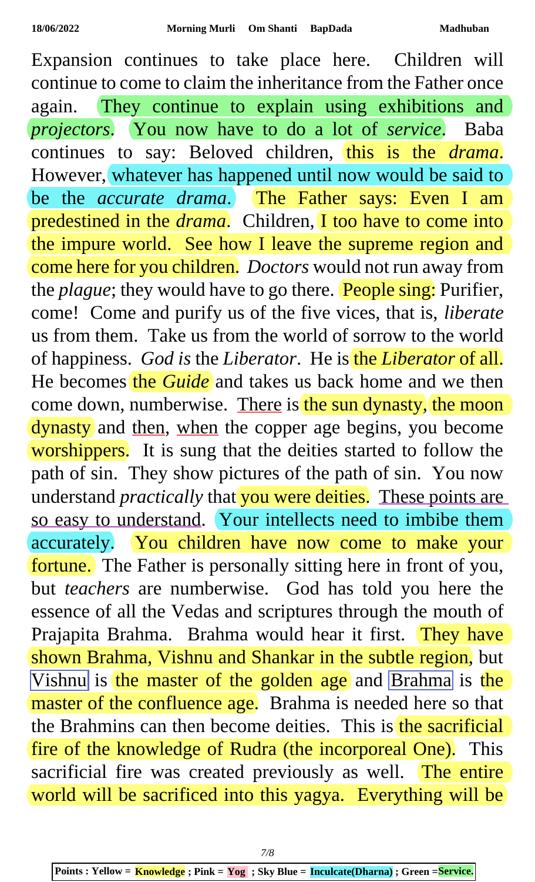Expansion continues to take place here. Children will continue to come to claim the inheritance from the Father once again. They continue to explain using exhibitions and *projectors*. You now have to do a lot of *service*. Baba continues to say: Beloved children, this is the *drama*. However, whatever has happened until now would be said to be the *accurate drama*. The Father says: Even I am predestined in the *drama*. Children, I too have to come into the impure world. See how I leave the supreme region and come here for you children. *Doctors* would not run away from the *plague*; they would have to go there. People sing: Purifier, come! Come and purify us of the five vices, that is, *liberate* us from them. Take us from the world of sorrow to the world of happiness. *God is* the *Liberator*. He is the *Liberator* of all. He becomes the *Guide* and takes us back home and we then come down, numberwise. There is the sun dynasty, the moon dynasty and then, when the copper age begins, you become worshippers. It is sung that the deities started to follow the path of sin. They show pictures of the path of sin. You now understand *practically* that you were deities. These points are so easy to understand. Your intellects need to imbibe them accurately. You children have now come to make your fortune. The Father is personally sitting here in front of you, but *teachers* are numberwise. God has told you here the essence of all the Vedas and scriptures through the mouth of Prajapita Brahma. Brahma would hear it first. They have shown Brahma, Vishnu and Shankar in the subtle region, but Vishnu is the master of the golden age and Brahma is the master of the confluence age. Brahma is needed here so that the Brahmins can then become deities. This is the sacrificial fire of the knowledge of Rudra (the incorporeal One). This sacrificial fire was created previously as well. The entire world will be sacrificed into this yagya. Everything will be

**Points : Yellow = Knowledge ; Pink = Yog ; Sky Blue = Inculcate(Dharna) ; Green =Service.**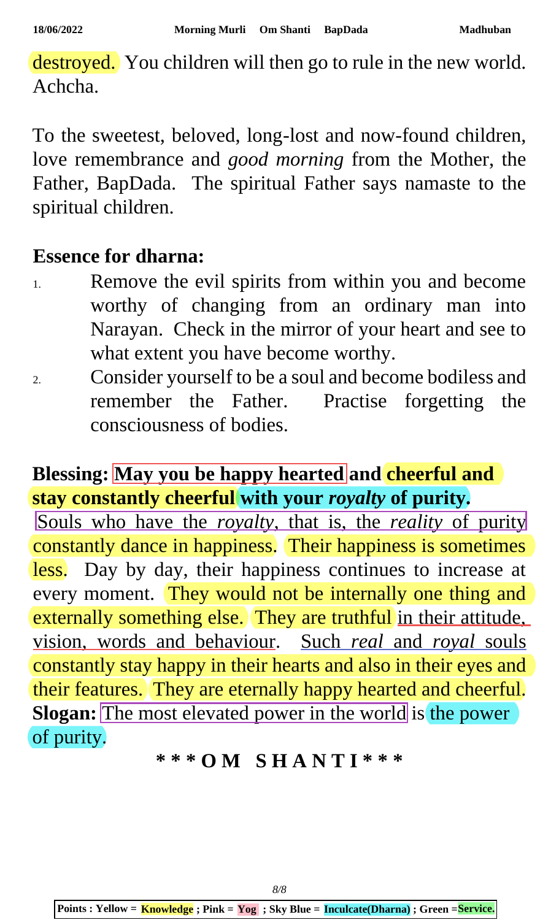destroyed. You children will then go to rule in the new world. Achcha.

To the sweetest, beloved, long-lost and now-found children, love remembrance and *good morning* from the Mother, the Father, BapDada. The spiritual Father says namaste to the spiritual children.

## Essence for dharna:

1. Remove the evil spirits from within you and become worthy of changing from an ordinary man into Narayan. Check in the mirror of your heart and see to what extent you have become worthy.
2. Consider yourself to be a soul and become bodiless and remember the Father. Practise forgetting the consciousness of bodies.

**Blessing: May you be happy hearted and cheerful and stay constantly cheerful with your *royalty* of purity.**

Souls who have the *royalty*, that is, the *reality* of purity constantly dance in happiness. Their happiness is sometimes less. Day by day, their happiness continues to increase at every moment. They would not be internally one thing and externally something else. They are truthful in their attitude, vision, words and behaviour. Such *real* and *royal* souls constantly stay happy in their hearts and also in their eyes and their features. They are eternally happy hearted and cheerful.

**Slogan:** The most elevated power in the world is the power of purity.

**\* \* \* O M  S H A N T I \* \* \***

**Points : Yellow = Knowledge ; Pink = Yog ; Sky Blue = Inculcate(Dharna) ; Green = Service.**